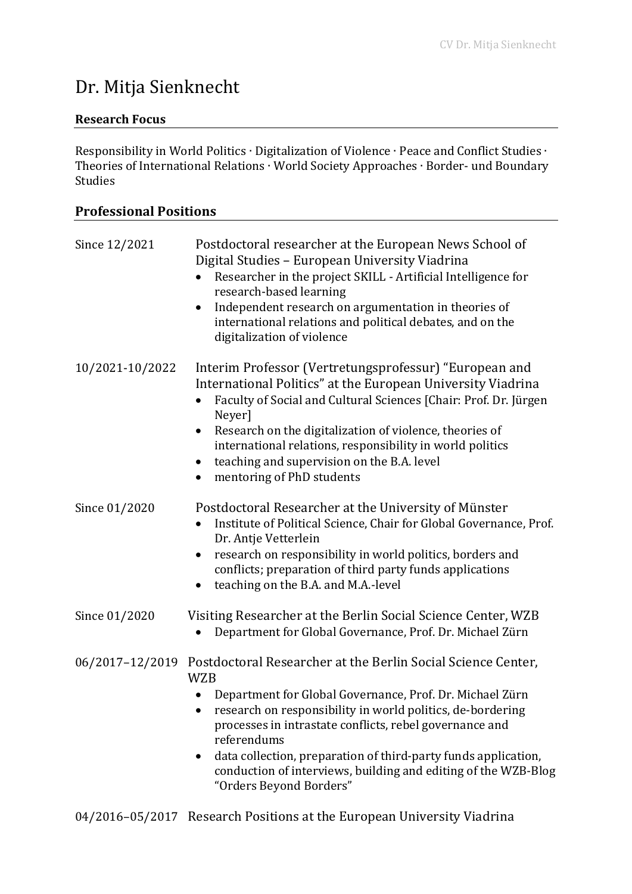# Dr. Mitja Sienknecht

## Research Focus

Responsibility in World Politics · Digitalization of Violence · Peace and Conflict Studies · Theories of International Relations · World Society Approaches · Border- und Boundary Studies

## Professional Positions

**Since 12/2021**
Postdoctoral researcher at the European News School of Digital Studies – European University Viadrina
- Researcher in the project SKILL - Artificial Intelligence for research-based learning
- Independent research on argumentation in theories of international relations and political debates, and on the digitalization of violence

**10/2021-10/2022**
Interim Professor (Vertretungsprofessur) "European and International Politics" at the European University Viadrina
- Faculty of Social and Cultural Sciences [Chair: Prof. Dr. Jürgen Neyer]
- Research on the digitalization of violence, theories of international relations, responsibility in world politics
- teaching and supervision on the B.A. level
- mentoring of PhD students

**Since 01/2020**
Postdoctoral Researcher at the University of Münster
- Institute of Political Science, Chair for Global Governance, Prof. Dr. Antje Vetterlein
- research on responsibility in world politics, borders and conflicts; preparation of third party funds applications
- teaching on the B.A. and M.A.-level

**Since 01/2020**
Visiting Researcher at the Berlin Social Science Center, WZB
- Department for Global Governance, Prof. Dr. Michael Zürn

**06/2017–12/2019**
Postdoctoral Researcher at the Berlin Social Science Center, WZB
- Department for Global Governance, Prof. Dr. Michael Zürn
- research on responsibility in world politics, de-bordering processes in intrastate conflicts, rebel governance and referendums
- data collection, preparation of third-party funds application, conduction of interviews, building and editing of the WZB-Blog "Orders Beyond Borders"

**04/2016–05/2017**
Research Positions at the European University Viadrina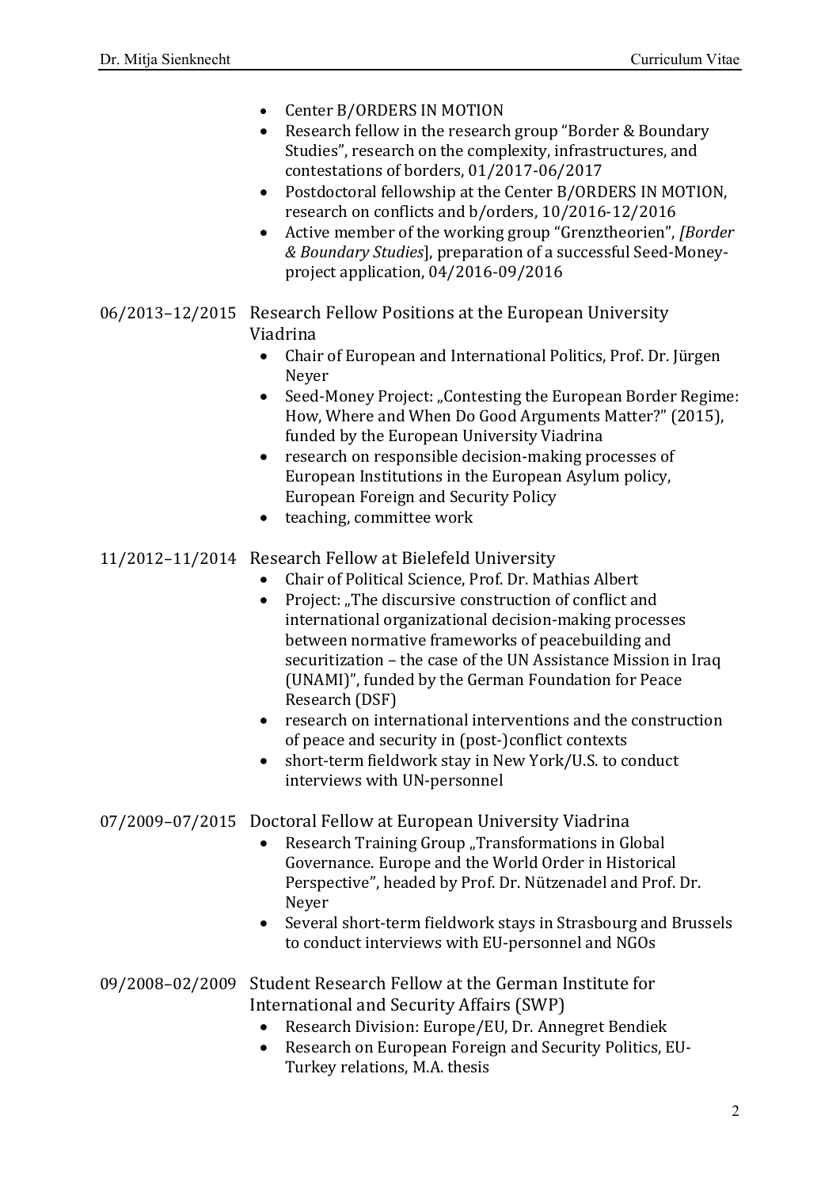- Center B/ORDERS IN MOTION
- Research fellow in the research group "Border & Boundary Studies", research on the complexity, infrastructures, and contestations of borders, 01/2017-06/2017
- Postdoctoral fellowship at the Center B/ORDERS IN MOTION, research on conflicts and b/orders, 10/2016-12/2016
- Active member of the working group "Grenztheorien", *[Border & Boundary Studies*], preparation of a successful Seed-Money-project application, 04/2016-09/2016

06/2013–12/2015 Research Fellow Positions at the European University Viadrina

- Chair of European and International Politics, Prof. Dr. Jürgen Neyer
- Seed-Money Project: „Contesting the European Border Regime: How, Where and When Do Good Arguments Matter?" (2015), funded by the European University Viadrina
- research on responsible decision-making processes of European Institutions in the European Asylum policy, European Foreign and Security Policy
- teaching, committee work

11/2012–11/2014 Research Fellow at Bielefeld University

- Chair of Political Science, Prof. Dr. Mathias Albert
- Project: „The discursive construction of conflict and international organizational decision-making processes between normative frameworks of peacebuilding and securitization – the case of the UN Assistance Mission in Iraq (UNAMI)", funded by the German Foundation for Peace Research (DSF)
- research on international interventions and the construction of peace and security in (post-)conflict contexts
- short-term fieldwork stay in New York/U.S. to conduct interviews with UN-personnel

07/2009–07/2015 Doctoral Fellow at European University Viadrina

- Research Training Group „Transformations in Global Governance. Europe and the World Order in Historical Perspective", headed by Prof. Dr. Nützenadel and Prof. Dr. Neyer
- Several short-term fieldwork stays in Strasbourg and Brussels to conduct interviews with EU-personnel and NGOs

09/2008–02/2009 Student Research Fellow at the German Institute for International and Security Affairs (SWP)

- Research Division: Europe/EU, Dr. Annegret Bendiek
- Research on European Foreign and Security Politics, EU-Turkey relations, M.A. thesis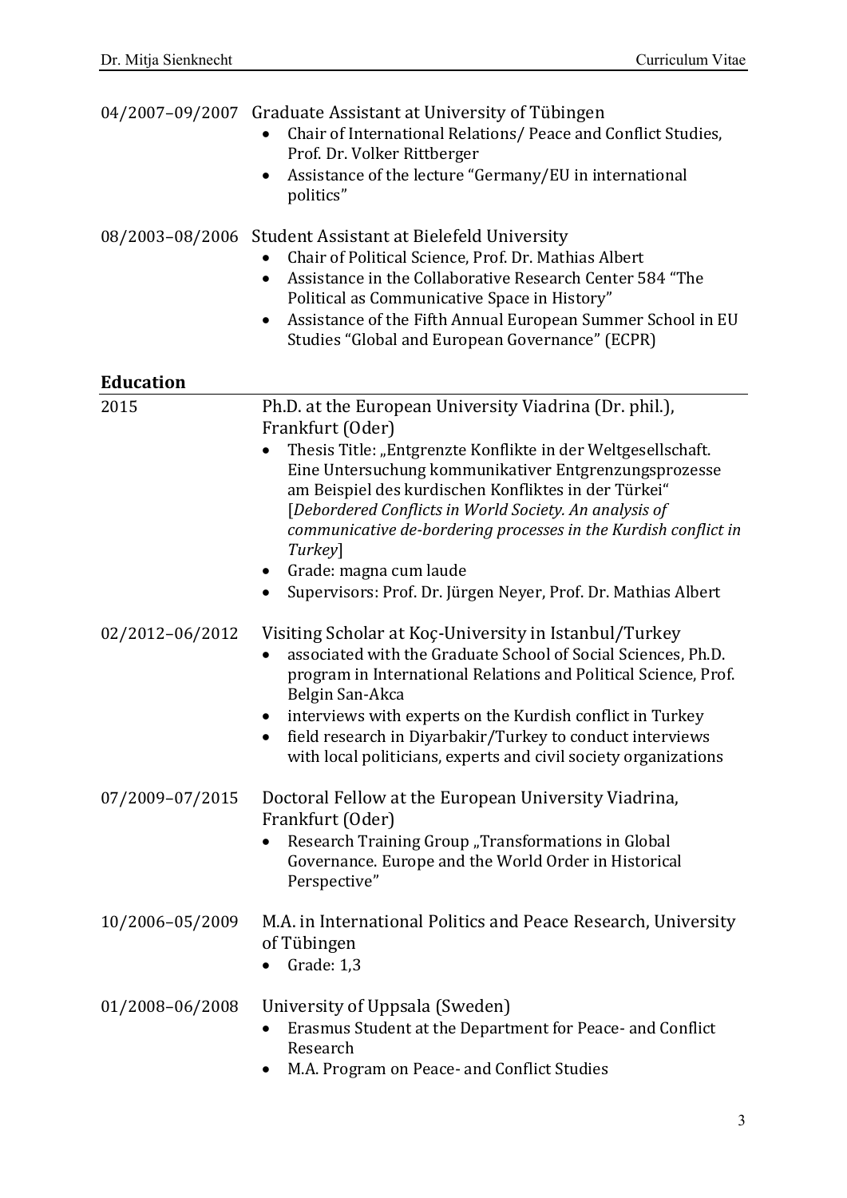04/2007–09/2007 Graduate Assistant at University of Tübingen

- Chair of International Relations/ Peace and Conflict Studies, Prof. Dr. Volker Rittberger
- Assistance of the lecture “Germany/EU in international politics”

08/2003–08/2006 Student Assistant at Bielefeld University

- Chair of Political Science, Prof. Dr. Mathias Albert
- Assistance in the Collaborative Research Center 584 “The Political as Communicative Space in History”
- Assistance of the Fifth Annual European Summer School in EU Studies “Global and European Governance” (ECPR)

## Education

2015 Ph.D. at the European University Viadrina (Dr. phil.), Frankfurt (Oder)

- Thesis Title: „Entgrenzte Konflikte in der Weltgesellschaft. Eine Untersuchung kommunikativer Entgrenzungsprozesse am Beispiel des kurdischen Konfliktes in der Türkei“ [*Debordered Conflicts in World Society. An analysis of communicative de-bordering processes in the Kurdish conflict in Turkey*]
- Grade: magna cum laude
- Supervisors: Prof. Dr. Jürgen Neyer, Prof. Dr. Mathias Albert

02/2012–06/2012 Visiting Scholar at Koç-University in Istanbul/Turkey

- associated with the Graduate School of Social Sciences, Ph.D. program in International Relations and Political Science, Prof. Belgin San-Akca
- interviews with experts on the Kurdish conflict in Turkey
- field research in Diyarbakir/Turkey to conduct interviews with local politicians, experts and civil society organizations

07/2009–07/2015 Doctoral Fellow at the European University Viadrina, Frankfurt (Oder)

- Research Training Group „Transformations in Global Governance. Europe and the World Order in Historical Perspective”

10/2006–05/2009 M.A. in International Politics and Peace Research, University of Tübingen

- Grade: 1,3

01/2008–06/2008 University of Uppsala (Sweden)

- Erasmus Student at the Department for Peace- and Conflict Research
- M.A. Program on Peace- and Conflict Studies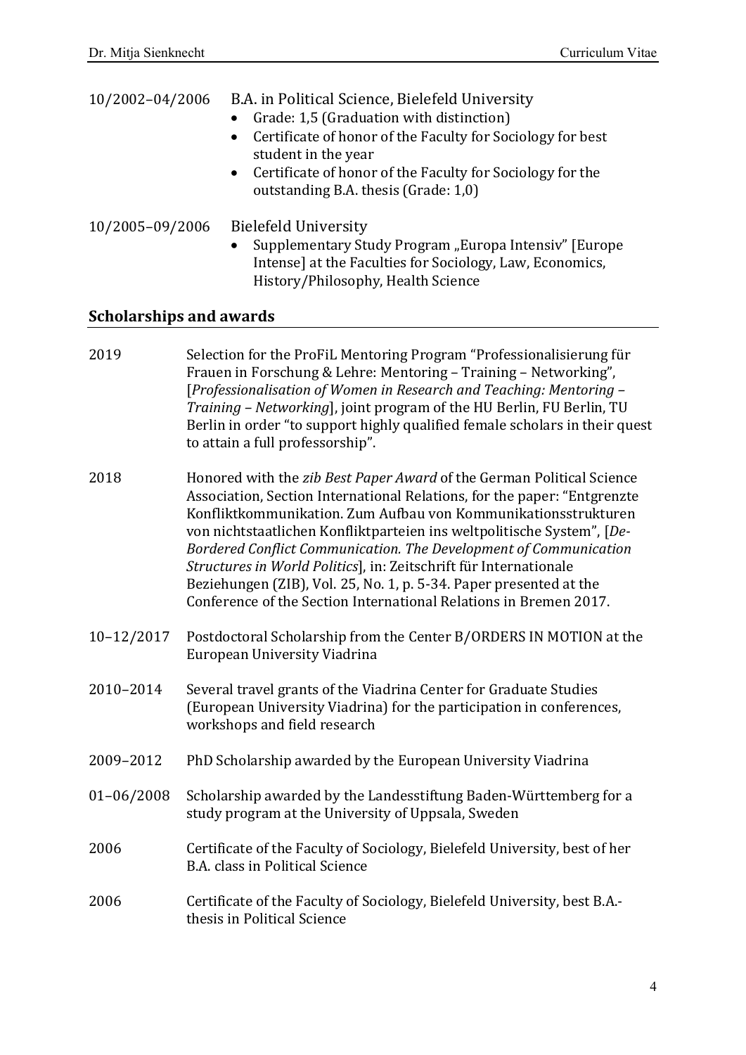10/2002–04/2006 B.A. in Political Science, Bielefeld University

- Grade: 1,5 (Graduation with distinction)
- Certificate of honor of the Faculty for Sociology for best student in the year
- Certificate of honor of the Faculty for Sociology for the outstanding B.A. thesis (Grade: 1,0)

10/2005–09/2006 Bielefeld University

- Supplementary Study Program „Europa Intensiv" [Europe Intense] at the Faculties for Sociology, Law, Economics, History/Philosophy, Health Science

## Scholarships and awards

2019 Selection for the ProFiL Mentoring Program "Professionalisierung für Frauen in Forschung & Lehre: Mentoring – Training – Networking", [*Professionalisation of Women in Research and Teaching: Mentoring – Training – Networking*], joint program of the HU Berlin, FU Berlin, TU Berlin in order "to support highly qualified female scholars in their quest to attain a full professorship".

2018 Honored with the *zib Best Paper Award* of the German Political Science Association, Section International Relations, for the paper: "Entgrenzte Konfliktkommunikation. Zum Aufbau von Kommunikationsstrukturen von nichtstaatlichen Konfliktparteien ins weltpolitische System", [*De-Bordered Conflict Communication. The Development of Communication Structures in World Politics*], in: Zeitschrift für Internationale Beziehungen (ZIB), Vol. 25, No. 1, p. 5-34. Paper presented at the Conference of the Section International Relations in Bremen 2017.

10–12/2017 Postdoctoral Scholarship from the Center B/ORDERS IN MOTION at the European University Viadrina

2010–2014 Several travel grants of the Viadrina Center for Graduate Studies (European University Viadrina) for the participation in conferences, workshops and field research

2009–2012 PhD Scholarship awarded by the European University Viadrina

01–06/2008 Scholarship awarded by the Landesstiftung Baden-Württemberg for a study program at the University of Uppsala, Sweden

2006 Certificate of the Faculty of Sociology, Bielefeld University, best of her B.A. class in Political Science

2006 Certificate of the Faculty of Sociology, Bielefeld University, best B.A.-thesis in Political Science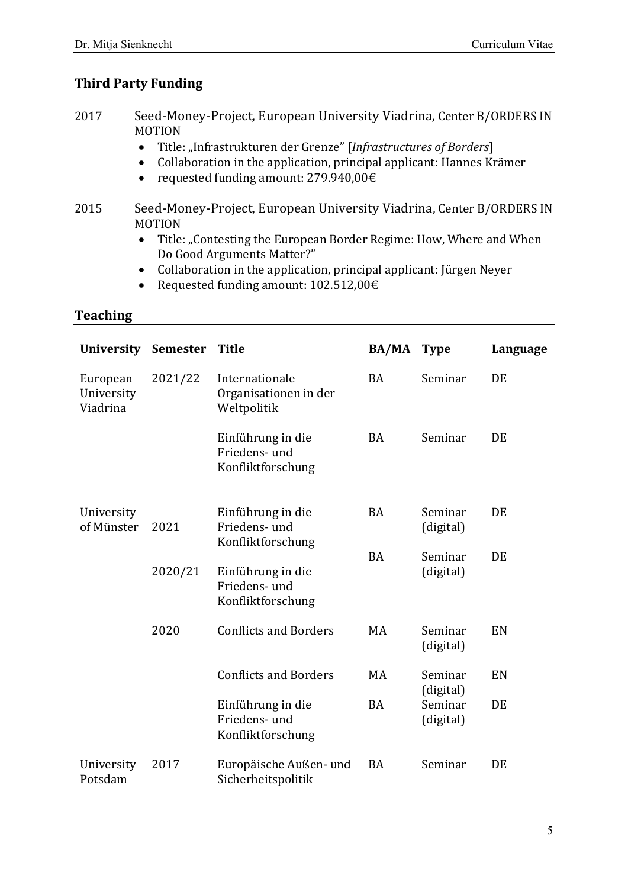## Third Party Funding

2017 Seed-Money-Project, European University Viadrina, Center B/ORDERS IN MOTION

- Title: „Infrastrukturen der Grenze” [*Infrastructures of Borders*]
- Collaboration in the application, principal applicant: Hannes Krämer
- requested funding amount: 279.940,00€

2015 Seed-Money-Project, European University Viadrina, Center B/ORDERS IN MOTION

- Title: „Contesting the European Border Regime: How, Where and When Do Good Arguments Matter?”
- Collaboration in the application, principal applicant: Jürgen Neyer
- Requested funding amount: 102.512,00€

## Teaching

| University | Semester | Title | BA/MA | Type | Language |
|---|---|---|---|---|---|
| European University Viadrina | 2021/22 | Internationale Organisationen in der Weltpolitik | BA | Seminar | DE |
| | | Einführung in die Friedens- und Konfliktforschung | BA | Seminar | DE |
| University of Münster | 2021 | Einführung in die Friedens- und Konfliktforschung | BA | Seminar (digital) | DE |
| | 2020/21 | Einführung in die Friedens- und Konfliktforschung | BA | Seminar (digital) | DE |
| | 2020 | Conflicts and Borders | MA | Seminar (digital) | EN |
| | | Conflicts and Borders | MA | Seminar (digital) | EN |
| | | Einführung in die Friedens- und Konfliktforschung | BA | Seminar (digital) | DE |
| University Potsdam | 2017 | Europäische Außen- und Sicherheitspolitik | BA | Seminar | DE |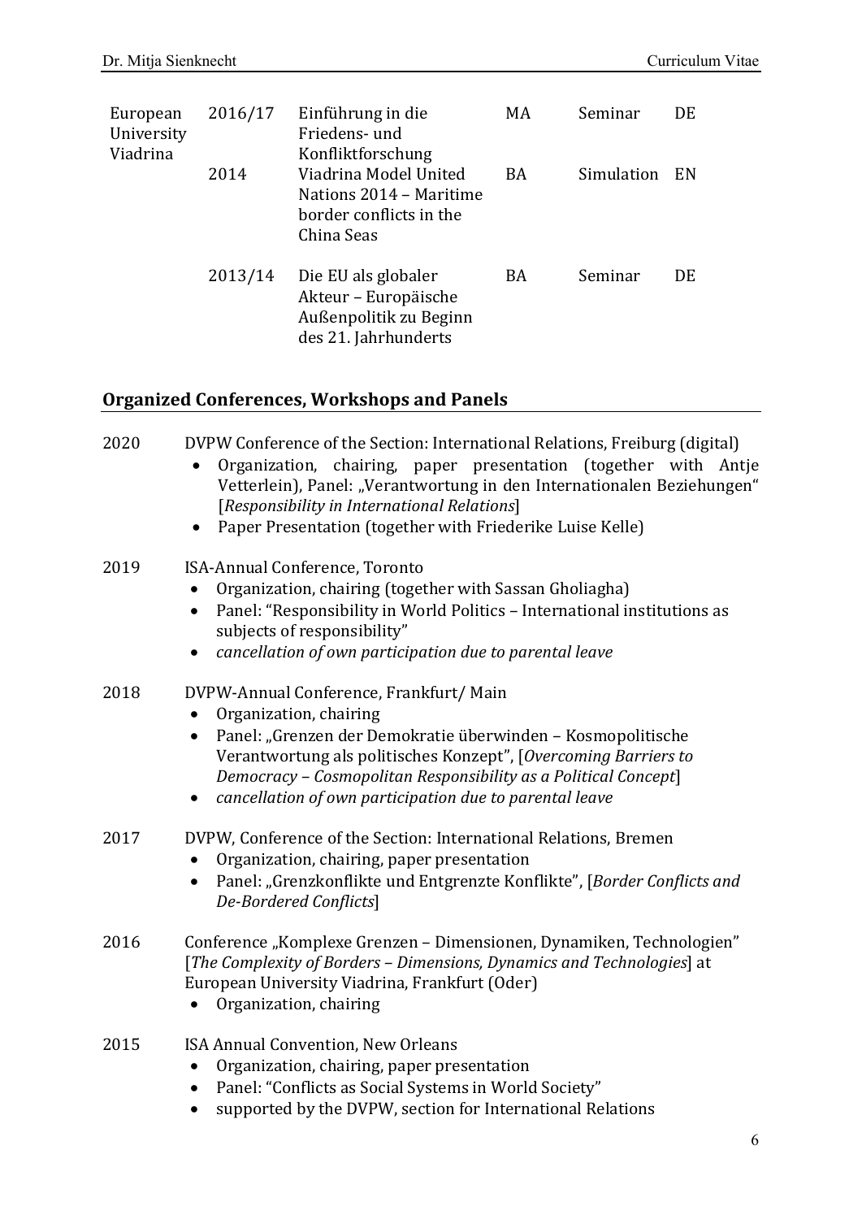| | | | | | |
|---|---|---|---|---|---|
| European University Viadrina | 2016/17 | Einführung in die Friedens- und Konfliktforschung | MA | Seminar | DE |
| | 2014 | Viadrina Model United Nations 2014 – Maritime border conflicts in the China Seas | BA | Simulation | EN |
| | 2013/14 | Die EU als globaler Akteur – Europäische Außenpolitik zu Beginn des 21. Jahrhunderts | BA | Seminar | DE |

## Organized Conferences, Workshops and Panels

2020 DVPW Conference of the Section: International Relations, Freiburg (digital)
- Organization, chairing, paper presentation (together with Antje Vetterlein), Panel: „Verantwortung in den Internationalen Beziehungen" [*Responsibility in International Relations*]
- Paper Presentation (together with Friederike Luise Kelle)

2019 ISA-Annual Conference, Toronto
- Organization, chairing (together with Sassan Gholiagha)
- Panel: "Responsibility in World Politics – International institutions as subjects of responsibility"
- *cancellation of own participation due to parental leave*

2018 DVPW-Annual Conference, Frankfurt/ Main
- Organization, chairing
- Panel: „Grenzen der Demokratie überwinden – Kosmopolitische Verantwortung als politisches Konzept", [*Overcoming Barriers to Democracy – Cosmopolitan Responsibility as a Political Concept*]
- *cancellation of own participation due to parental leave*

2017 DVPW, Conference of the Section: International Relations, Bremen
- Organization, chairing, paper presentation
- Panel: „Grenzkonflikte und Entgrenzte Konflikte", [*Border Conflicts and De-Bordered Conflicts*]

2016 Conference „Komplexe Grenzen – Dimensionen, Dynamiken, Technologien" [*The Complexity of Borders – Dimensions, Dynamics and Technologies*] at European University Viadrina, Frankfurt (Oder)
- Organization, chairing

2015 ISA Annual Convention, New Orleans
- Organization, chairing, paper presentation
- Panel: "Conflicts as Social Systems in World Society"
- supported by the DVPW, section for International Relations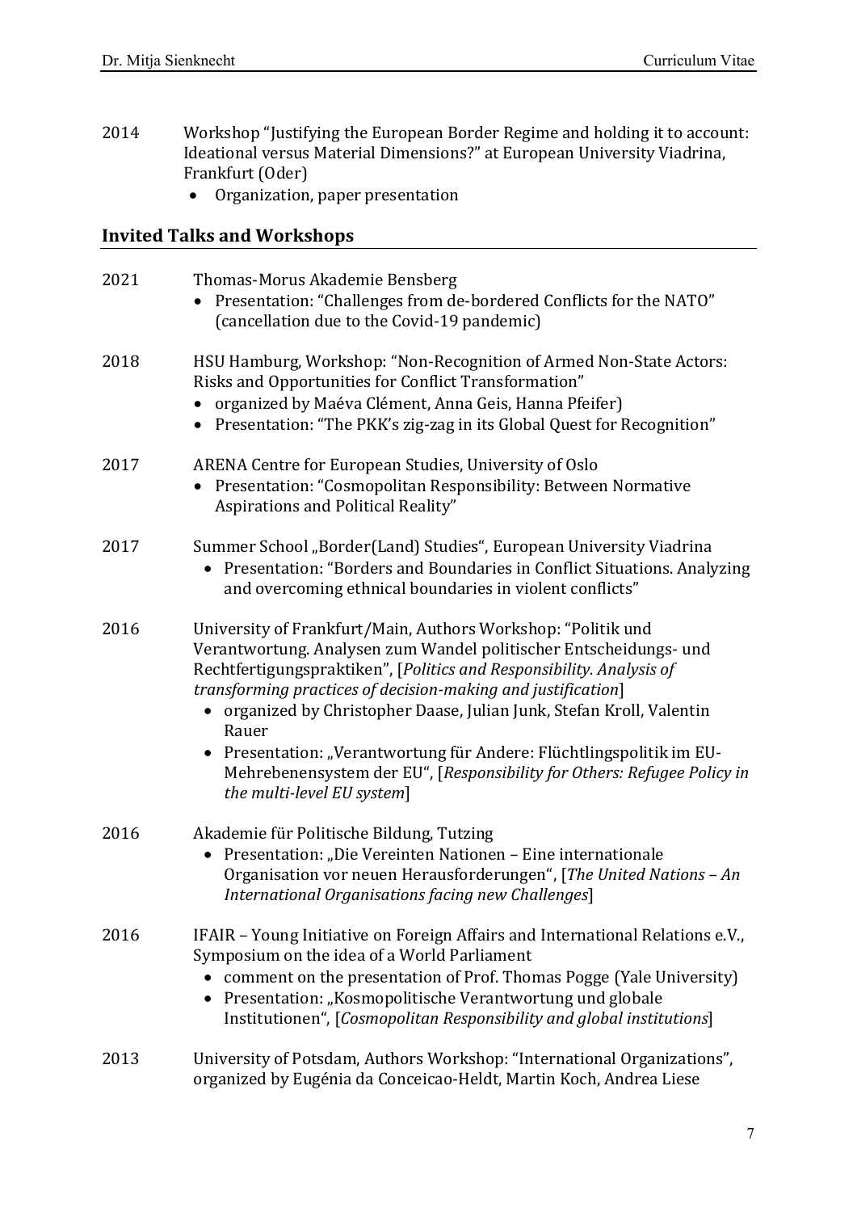2014 Workshop "Justifying the European Border Regime and holding it to account: Ideational versus Material Dimensions?" at European University Viadrina, Frankfurt (Oder)

- Organization, paper presentation

## Invited Talks and Workshops

2021 Thomas-Morus Akademie Bensberg

- Presentation: "Challenges from de-bordered Conflicts for the NATO" (cancellation due to the Covid-19 pandemic)

2018 HSU Hamburg, Workshop: "Non-Recognition of Armed Non-State Actors: Risks and Opportunities for Conflict Transformation"

- organized by Maéva Clément, Anna Geis, Hanna Pfeifer)
- Presentation: "The PKK's zig-zag in its Global Quest for Recognition"

2017 ARENA Centre for European Studies, University of Oslo

- Presentation: "Cosmopolitan Responsibility: Between Normative Aspirations and Political Reality"

2017 Summer School „Border(Land) Studies", European University Viadrina

- Presentation: "Borders and Boundaries in Conflict Situations. Analyzing and overcoming ethnical boundaries in violent conflicts"

2016 University of Frankfurt/Main, Authors Workshop: "Politik und Verantwortung. Analysen zum Wandel politischer Entscheidungs- und Rechtfertigungspraktiken", [*Politics and Responsibility. Analysis of transforming practices of decision-making and justification*]

- organized by Christopher Daase, Julian Junk, Stefan Kroll, Valentin Rauer
- Presentation: „Verantwortung für Andere: Flüchtlingspolitik im EU-Mehrebenensystem der EU", [*Responsibility for Others: Refugee Policy in the multi-level EU system*]

2016 Akademie für Politische Bildung, Tutzing

- Presentation: „Die Vereinten Nationen – Eine internationale Organisation vor neuen Herausforderungen", [*The United Nations – An International Organisations facing new Challenges*]

2016 IFAIR – Young Initiative on Foreign Affairs and International Relations e.V., Symposium on the idea of a World Parliament

- comment on the presentation of Prof. Thomas Pogge (Yale University)
- Presentation: „Kosmopolitische Verantwortung und globale Institutionen", [*Cosmopolitan Responsibility and global institutions*]

2013 University of Potsdam, Authors Workshop: "International Organizations", organized by Eugénia da Conceicao-Heldt, Martin Koch, Andrea Liese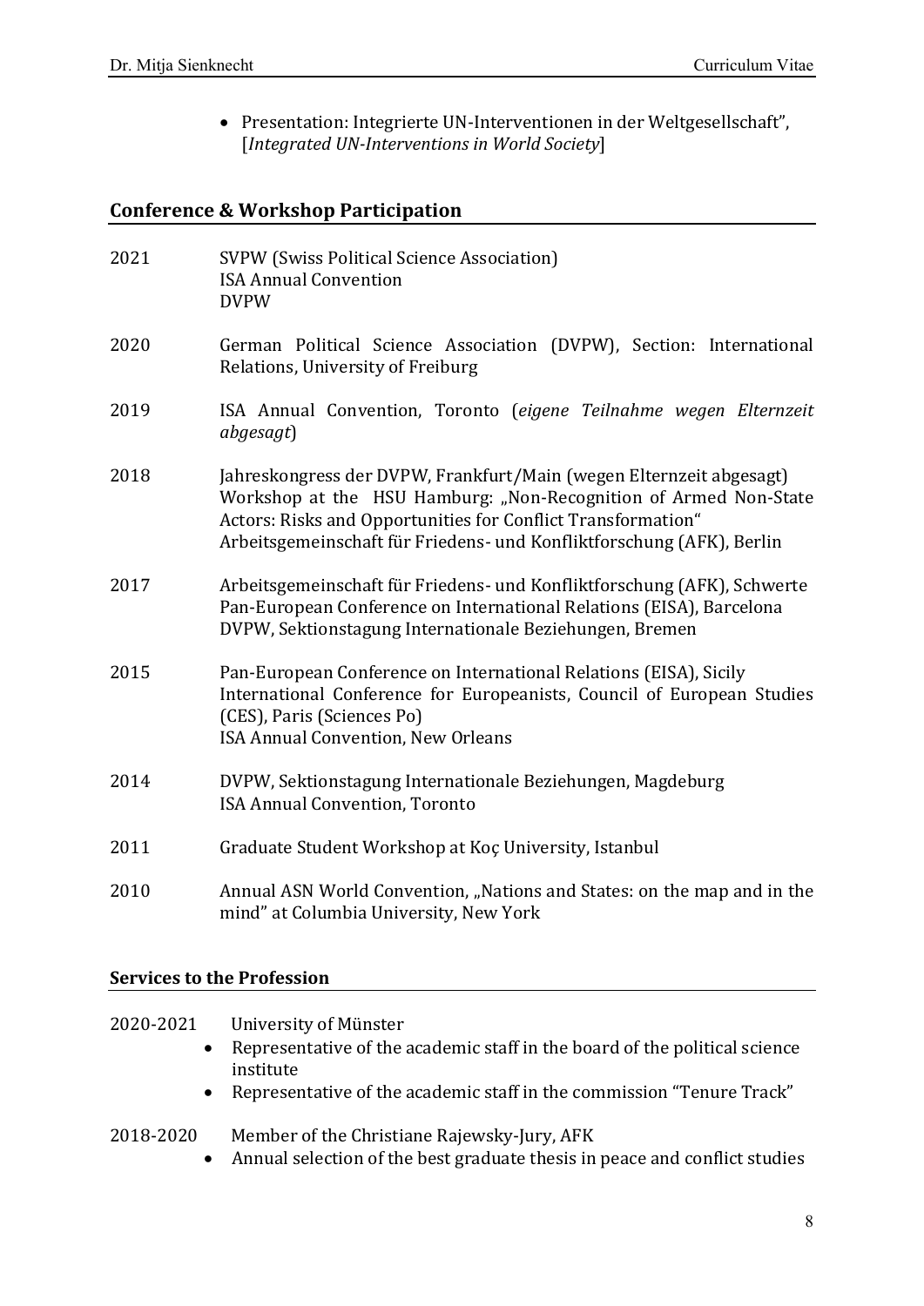- Presentation: Integrierte UN-Interventionen in der Weltgesellschaft", [*Integrated UN-Interventions in World Society*]

## Conference & Workshop Participation

**2021**
SVPW (Swiss Political Science Association)
ISA Annual Convention
DVPW

**2020**
German Political Science Association (DVPW), Section: International Relations, University of Freiburg

**2019**
ISA Annual Convention, Toronto (*eigene Teilnahme wegen Elternzeit abgesagt*)

**2018**
Jahreskongress der DVPW, Frankfurt/Main (wegen Elternzeit abgesagt)
Workshop at the HSU Hamburg: „Non-Recognition of Armed Non-State Actors: Risks and Opportunities for Conflict Transformation"
Arbeitsgemeinschaft für Friedens- und Konfliktforschung (AFK), Berlin

**2017**
Arbeitsgemeinschaft für Friedens- und Konfliktforschung (AFK), Schwerte
Pan-European Conference on International Relations (EISA), Barcelona
DVPW, Sektionstagung Internationale Beziehungen, Bremen

**2015**
Pan-European Conference on International Relations (EISA), Sicily
International Conference for Europeanists, Council of European Studies (CES), Paris (Sciences Po)
ISA Annual Convention, New Orleans

**2014**
DVPW, Sektionstagung Internationale Beziehungen, Magdeburg
ISA Annual Convention, Toronto

**2011**
Graduate Student Workshop at Koç University, Istanbul

**2010**
Annual ASN World Convention, „Nations and States: on the map and in the mind" at Columbia University, New York

## Services to the Profession

**2020-2021** University of Münster
- Representative of the academic staff in the board of the political science institute
- Representative of the academic staff in the commission "Tenure Track"

**2018-2020** Member of the Christiane Rajewsky-Jury, AFK
- Annual selection of the best graduate thesis in peace and conflict studies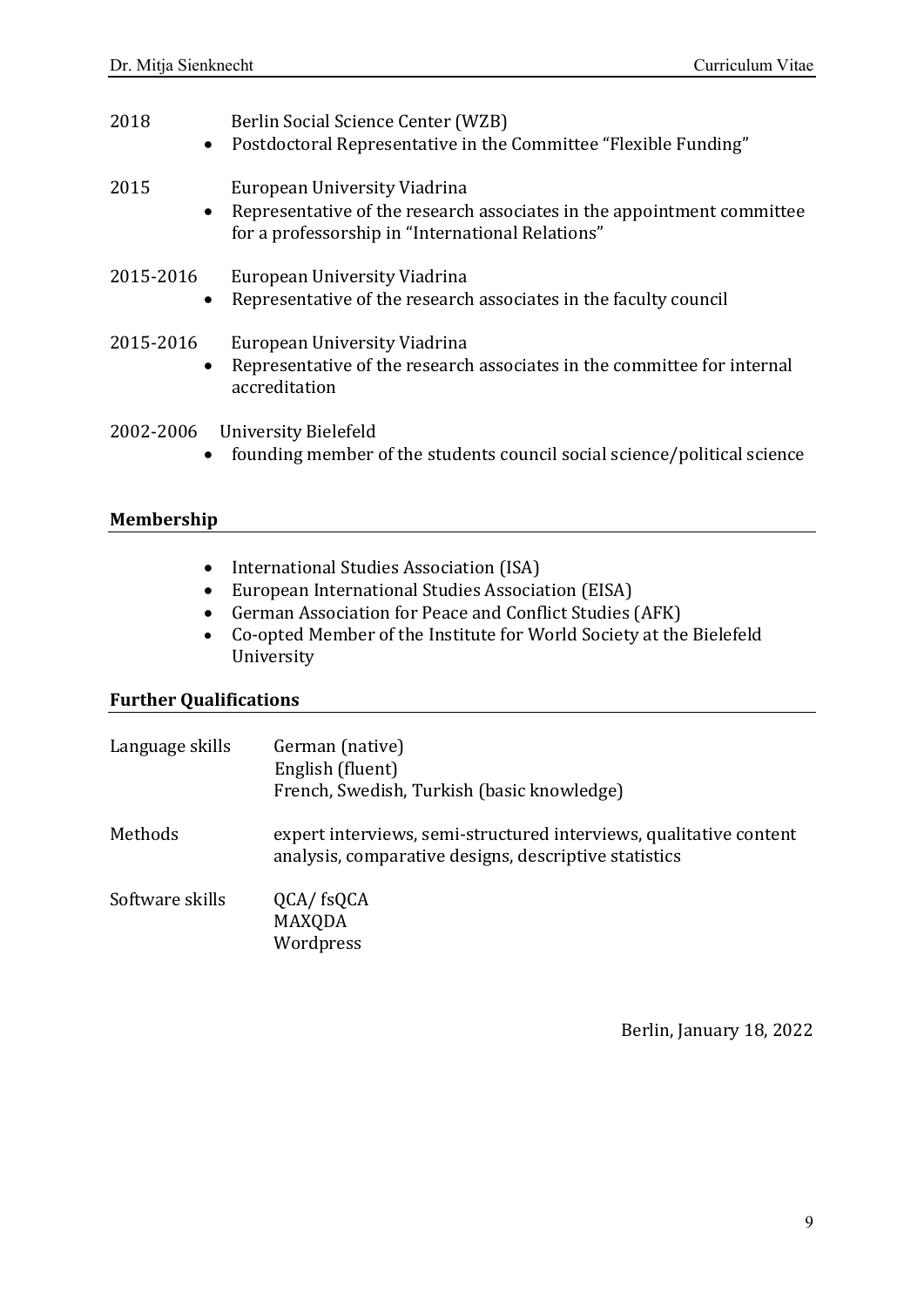2018 Berlin Social Science Center (WZB)

- Postdoctoral Representative in the Committee "Flexible Funding"

2015 European University Viadrina

- Representative of the research associates in the appointment committee for a professorship in "International Relations"

2015-2016 European University Viadrina

- Representative of the research associates in the faculty council

2015-2016 European University Viadrina

- Representative of the research associates in the committee for internal accreditation

2002-2006 University Bielefeld

- founding member of the students council social science/political science

## Membership

- International Studies Association (ISA)
- European International Studies Association (EISA)
- German Association for Peace and Conflict Studies (AFK)
- Co-opted Member of the Institute for World Society at the Bielefeld University

## Further Qualifications

| | |
|---|---|
| Language skills | German (native)<br>English (fluent)<br>French, Swedish, Turkish (basic knowledge) |
| Methods | expert interviews, semi-structured interviews, qualitative content analysis, comparative designs, descriptive statistics |
| Software skills | QCA/ fsQCA<br>MAXQDA<br>Wordpress |

Berlin, January 18, 2022